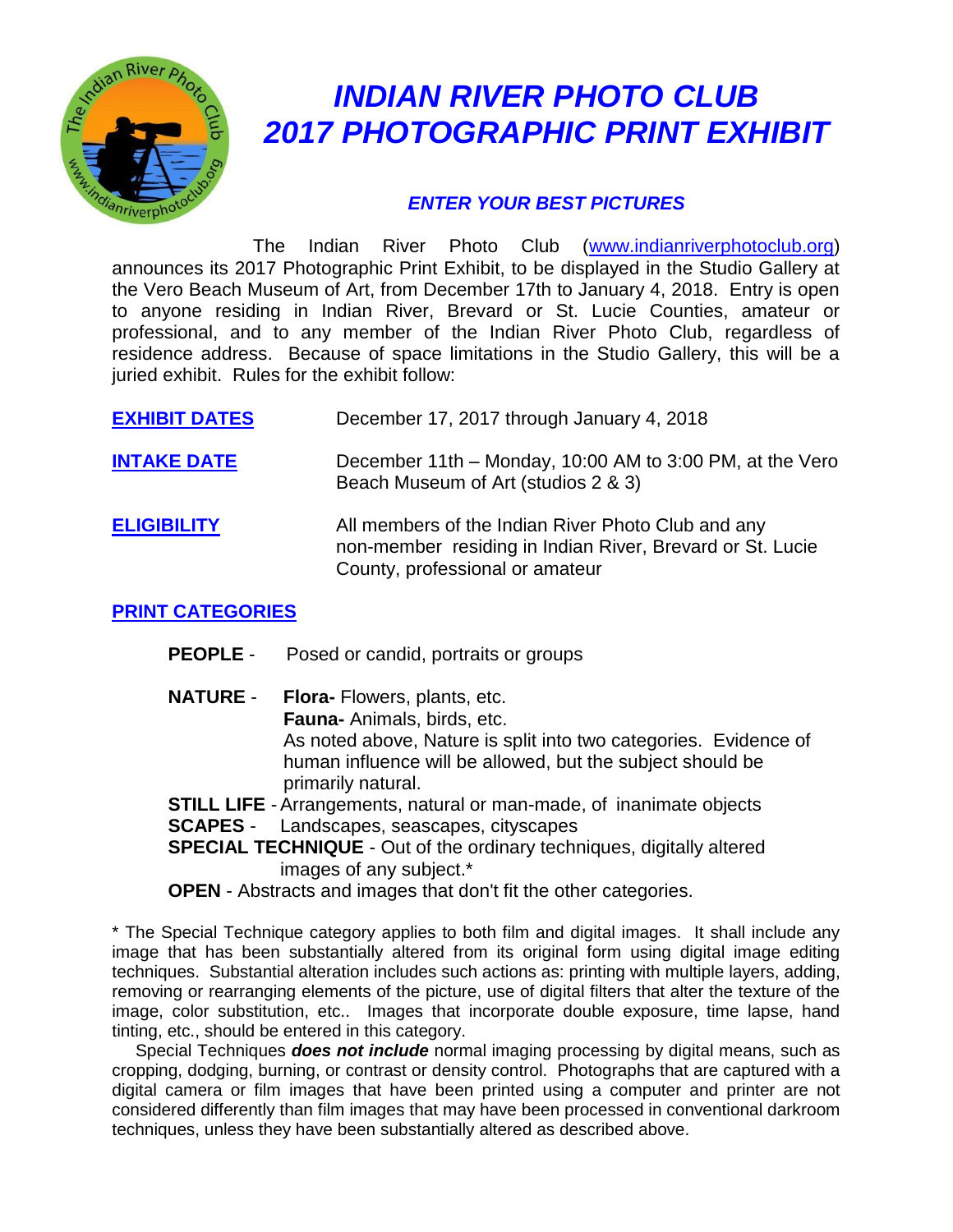# *INDIAN RIVER PHOTO CLUB*
# *2017 PHOTOGRAPHIC PRINT EXHIBIT*

### *ENTER YOUR BEST PICTURES*

The Indian River Photo Club (www.indianriverphotoclub.org) announces its 2017 Photographic Print Exhibit, to be displayed in the Studio Gallery at the Vero Beach Museum of Art, from December 17th to January 4, 2018. Entry is open to anyone residing in Indian River, Brevard or St. Lucie Counties, amateur or professional, and to any member of the Indian River Photo Club, regardless of residence address. Because of space limitations in the Studio Gallery, this will be a juried exhibit. Rules for the exhibit follow:

**EXHIBIT DATES** — December 17, 2017 through January 4, 2018

**INTAKE DATE** — December 11th – Monday, 10:00 AM to 3:00 PM, at the Vero Beach Museum of Art (studios 2 & 3)

**ELIGIBILITY** — All members of the Indian River Photo Club and any non-member residing in Indian River, Brevard or St. Lucie County, professional or amateur

**PRINT CATEGORIES**

- **PEOPLE** - Posed or candid, portraits or groups
- **NATURE** - **Flora-** Flowers, plants, etc.
  **Fauna-** Animals, birds, etc.
  As noted above, Nature is split into two categories. Evidence of human influence will be allowed, but the subject should be primarily natural.
- **STILL LIFE** - Arrangements, natural or man-made, of inanimate objects
- **SCAPES** - Landscapes, seascapes, cityscapes
- **SPECIAL TECHNIQUE** - Out of the ordinary techniques, digitally altered images of any subject.*
- **OPEN** - Abstracts and images that don't fit the other categories.

* The Special Technique category applies to both film and digital images. It shall include any image that has been substantially altered from its original form using digital image editing techniques. Substantial alteration includes such actions as: printing with multiple layers, adding, removing or rearranging elements of the picture, use of digital filters that alter the texture of the image, color substitution, etc.. Images that incorporate double exposure, time lapse, hand tinting, etc., should be entered in this category.

Special Techniques ***does not include*** normal imaging processing by digital means, such as cropping, dodging, burning, or contrast or density control. Photographs that are captured with a digital camera or film images that have been printed using a computer and printer are not considered differently than film images that may have been processed in conventional darkroom techniques, unless they have been substantially altered as described above.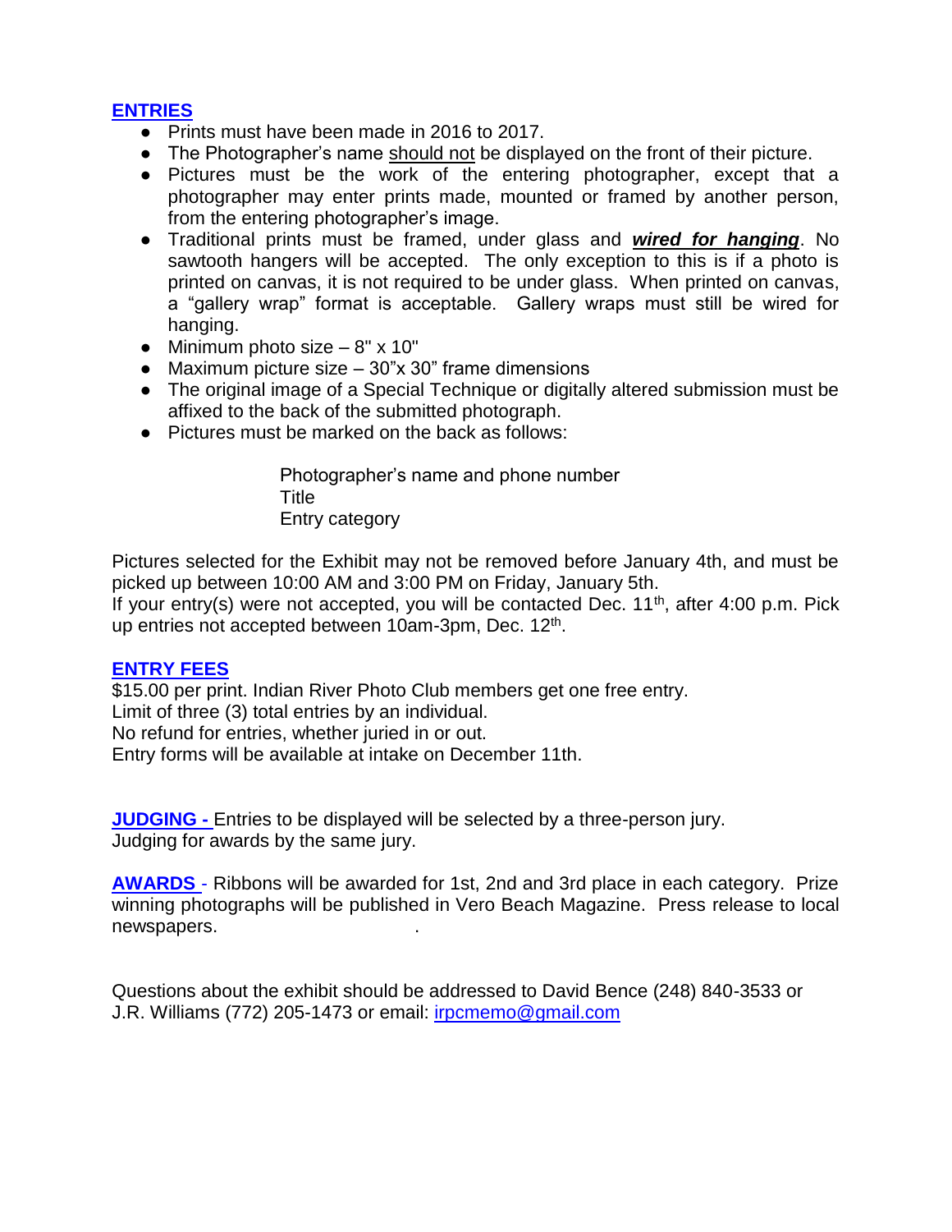## ENTRIES

- Prints must have been made in 2016 to 2017.
- The Photographer's name should not be displayed on the front of their picture.
- Pictures must be the work of the entering photographer, except that a photographer may enter prints made, mounted or framed by another person, from the entering photographer's image.
- Traditional prints must be framed, under glass and ***wired for hanging***. No sawtooth hangers will be accepted. The only exception to this is if a photo is printed on canvas, it is not required to be under glass. When printed on canvas, a "gallery wrap" format is acceptable. Gallery wraps must still be wired for hanging.
- Minimum photo size – 8" x 10"
- Maximum picture size – 30"x 30" frame dimensions
- The original image of a Special Technique or digitally altered submission must be affixed to the back of the submitted photograph.
- Pictures must be marked on the back as follows:

  Photographer's name and phone number
  Title
  Entry category

Pictures selected for the Exhibit may not be removed before January 4th, and must be picked up between 10:00 AM and 3:00 PM on Friday, January 5th.
If your entry(s) were not accepted, you will be contacted Dec. 11th, after 4:00 p.m. Pick up entries not accepted between 10am-3pm, Dec. 12th.

## ENTRY FEES

$15.00 per print. Indian River Photo Club members get one free entry.
Limit of three (3) total entries by an individual.
No refund for entries, whether juried in or out.
Entry forms will be available at intake on December 11th.

**JUDGING -** Entries to be displayed will be selected by a three-person jury.
Judging for awards by the same jury.

**AWARDS** - Ribbons will be awarded for 1st, 2nd and 3rd place in each category. Prize winning photographs will be published in Vero Beach Magazine. Press release to local newspapers.

Questions about the exhibit should be addressed to David Bence (248) 840-3533 or J.R. Williams (772) 205-1473 or email: irpcmemo@gmail.com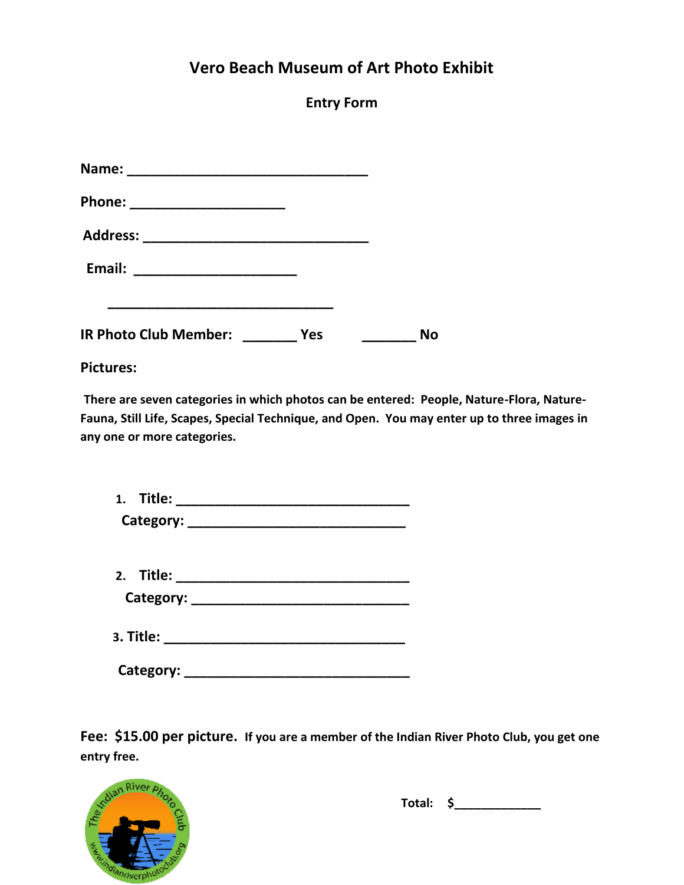# Vero Beach Museum of Art Photo Exhibit

## Entry Form

**Name:** ______________________________

**Phone:** ____________________

**Address:** _____________________________

**Email:** _____________________

_____________________________

**IR Photo Club Member:** _______ **Yes** _______ **No**

**Pictures:**

**There are seven categories in which photos can be entered: People, Nature-Flora, Nature-Fauna, Still Life, Scapes, Special Technique, and Open. You may enter up to three images in any one or more categories.**

1. **Title:** ______________________________
   **Category:** ____________________________

2. **Title:** ______________________________
   **Category:** ____________________________

3. **Title:** _______________________________
   **Category:** _____________________________

**Fee: $15.00 per picture. If you are a member of the Indian River Photo Club, you get one entry free.**

**Total: $**____________